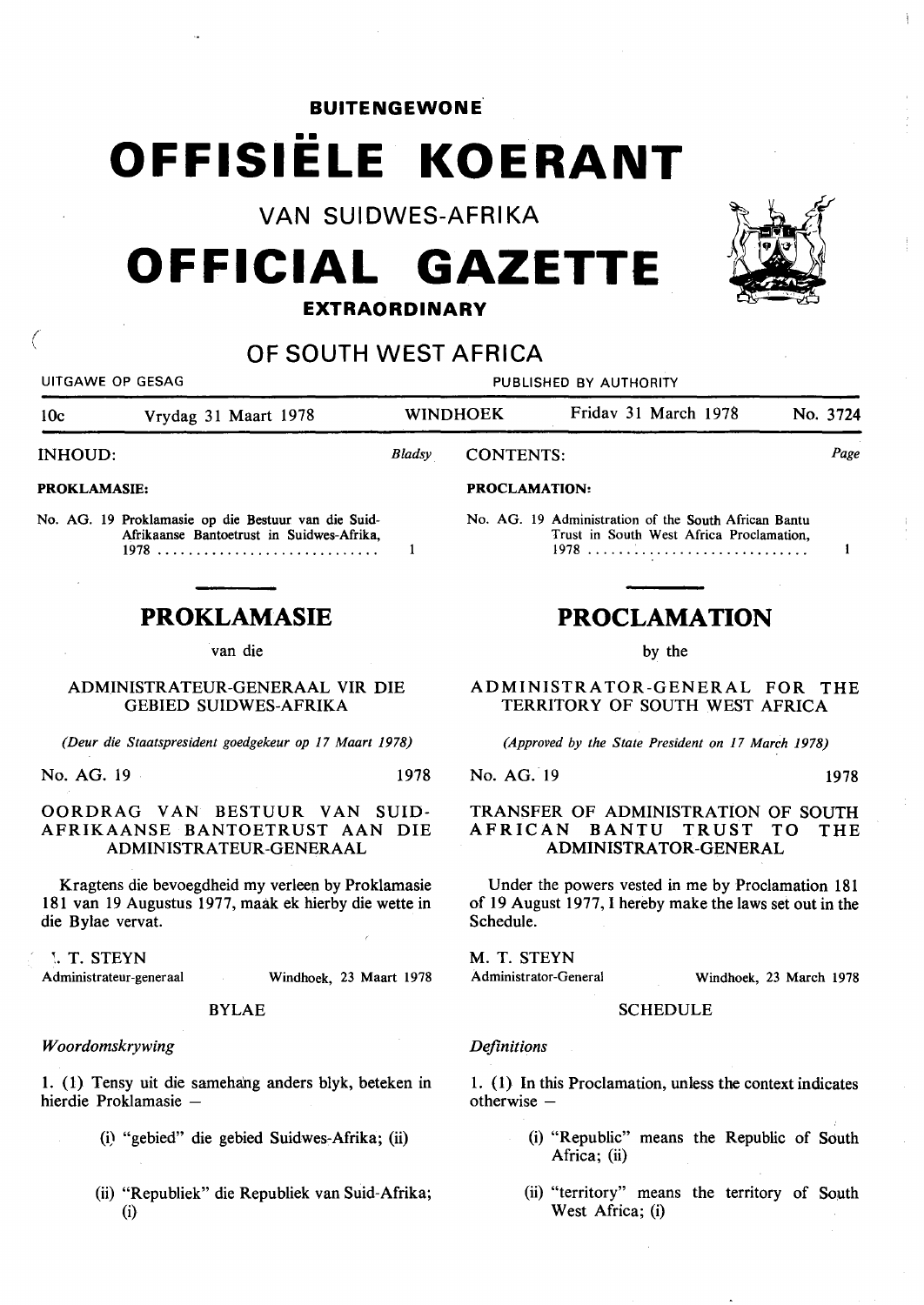# BUITENGEWONE

# OFFISIËLE KOERANT

## VAN SUIDWES-AFRIKA

# OFFICIAL GAZETTE

## EXTRAORDINARY

## OF SOUTH WEST AFRICA

UITGAWE OP GESAG — PUBLISHED BY AUTHORITY

| 10c | Vrydag 31 Maart 1978 | WINDHOEK | Friday 31 March 1978 | No. 3724 |
|---|---|---|---|---|

**INHOUD:** *Bladsy*

**PROKLAMASIE:**

No. AG. 19 Proklamasie op die Bestuur van die Suid-Afrikaanse Bantoetrust in Suidwes-Afrika, 1978 ............................ 1

**CONTENTS:** *Page*

**PROCLAMATION:**

No. AG. 19 Administration of the South African Bantu Trust in South West Africa Proclamation, 1978 ............................ 1

## PROKLAMASIE

van die

ADMINISTRATEUR-GENERAAL VIR DIE GEBIED SUIDWES-AFRIKA

*(Deur die Staatspresident goedgekeur op 17 Maart 1978)*

No. AG. 19 — 1978

### OORDRAG VAN BESTUUR VAN SUID-AFRIKAANSE BANTOETRUST AAN DIE ADMINISTRATEUR-GENERAAL

Kragtens die bevoegdheid my verleen by Proklamasie 181 van 19 Augustus 1977, maak ek hierby die wette in die Bylae vervat.

M. T. STEYN
Administrateur-generaal — Windhoek, 23 Maart 1978

BYLAE

*Woordomskrywing*

1. (1) Tensy uit die samehang anders blyk, beteken in hierdie Proklamasie –

(i) "gebied" die gebied Suidwes-Afrika; (ii)

(ii) "Republiek" die Republiek van Suid-Afrika; (i)

## PROCLAMATION

by the

ADMINISTRATOR-GENERAL FOR THE TERRITORY OF SOUTH WEST AFRICA

*(Approved by the State President on 17 March 1978)*

No. AG. 19 — 1978

### TRANSFER OF ADMINISTRATION OF SOUTH AFRICAN BANTU TRUST TO THE ADMINISTRATOR-GENERAL

Under the powers vested in me by Proclamation 181 of 19 August 1977, I hereby make the laws set out in the Schedule.

M. T. STEYN
Administrator-General — Windhoek, 23 March 1978

SCHEDULE

*Definitions*

1. (1) In this Proclamation, unless the context indicates otherwise –

(i) "Republic" means the Republic of South Africa; (ii)

(ii) "territory" means the territory of South West Africa; (i)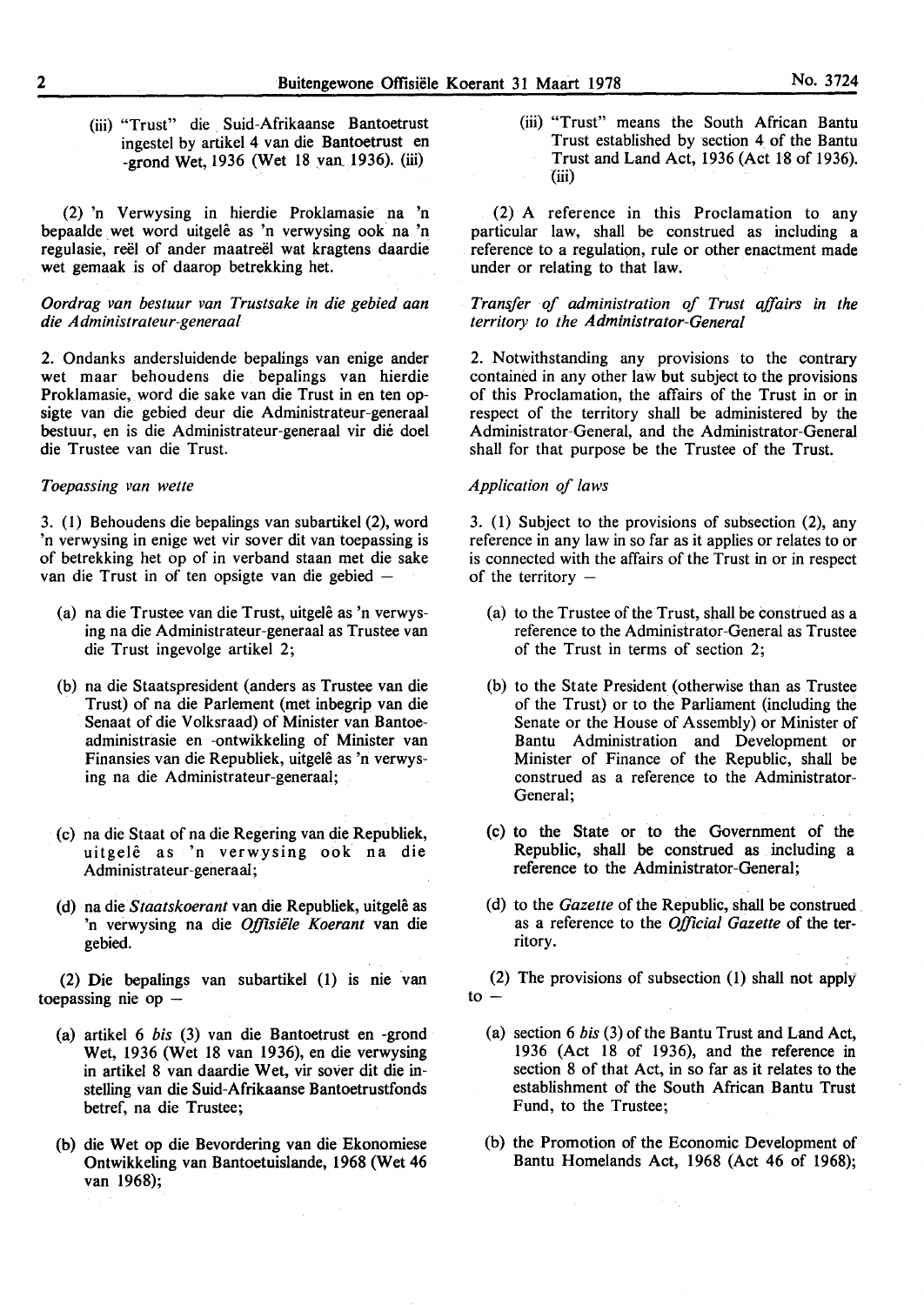(iii) "Trust" die Suid-Afrikaanse Bantoetrust ingestel by artikel 4 van die Bantoetrust en -grond Wet, 1936 (Wet 18 van 1936). (iii)

(2) 'n Verwysing in hierdie Proklamasie na 'n bepaalde wet word uitgelê as 'n verwysing ook na 'n regulasie, reël of ander maatreël wat kragtens daardie wet gemaak is of daarop betrekking het.

*Oordrag van bestuur van Trustsake in die gebied aan die Administrateur-generaal*

2. Ondanks andersluidende bepalings van enige ander wet maar behoudens die bepalings van hierdie Proklamasie, word die sake van die Trust in en ten opsigte van die gebied deur die Administrateur-generaal bestuur, en is die Administrateur-generaal vir dié doel die Trustee van die Trust.

*Toepassing van wette*

3. (1) Behoudens die bepalings van subartikel (2), word 'n verwysing in enige wet vir sover dit van toepassing is of betrekking het op of in verband staan met die sake van die Trust in of ten opsigte van die gebied —

(a) na die Trustee van die Trust, uitgelê as 'n verwysing na die Administrateur-generaal as Trustee van die Trust ingevolge artikel 2;

(b) na die Staatspresident (anders as Trustee van die Trust) of na die Parlement (met inbegrip van die Senaat of die Volksraad) of Minister van Bantoeadministrasie en -ontwikkeling of Minister van Finansies van die Republiek, uitgelê as 'n verwysing na die Administrateur-generaal;

(c) na die Staat of na die Regering van die Republiek, uitgelê as 'n verwysing ook na die Administrateur-generaal;

(d) na die *Staatskoerant* van die Republiek, uitgelê as 'n verwysing na die *Offisiële Koerant* van die gebied.

(2) Die bepalings van subartikel (1) is nie van toepassing nie op —

(a) artikel 6 *bis* (3) van die Bantoetrust en -grond Wet, 1936 (Wet 18 van 1936), en die verwysing in artikel 8 van daardie Wet, vir sover dit die instelling van die Suid-Afrikaanse Bantoetrustfonds betref, na die Trustee;

(b) die Wet op die Bevordering van die Ekonomiese Ontwikkeling van Bantoetuislande, 1968 (Wet 46 van 1968);

(iii) "Trust" means the South African Bantu Trust established by section 4 of the Bantu Trust and Land Act, 1936 (Act 18 of 1936). (iii)

(2) A reference in this Proclamation to any particular law, shall be construed as including a reference to a regulation, rule or other enactment made under or relating to that law.

*Transfer of administration of Trust affairs in the territory to the Administrator-General*

2. Notwithstanding any provisions to the contrary contained in any other law but subject to the provisions of this Proclamation, the affairs of the Trust in or in respect of the territory shall be administered by the Administrator-General, and the Administrator-General shall for that purpose be the Trustee of the Trust.

*Application of laws*

3. (1) Subject to the provisions of subsection (2), any reference in any law in so far as it applies or relates to or is connected with the affairs of the Trust in or in respect of the territory —

(a) to the Trustee of the Trust, shall be construed as a reference to the Administrator-General as Trustee of the Trust in terms of section 2;

(b) to the State President (otherwise than as Trustee of the Trust) or to the Parliament (including the Senate or the House of Assembly) or Minister of Bantu Administration and Development or Minister of Finance of the Republic, shall be construed as a reference to the Administrator-General;

(c) to the State or to the Government of the Republic, shall be construed as including a reference to the Administrator-General;

(d) to the *Gazette* of the Republic, shall be construed as a reference to the *Official Gazette* of the territory.

(2) The provisions of subsection (1) shall not apply to —

(a) section 6 *bis* (3) of the Bantu Trust and Land Act, 1936 (Act 18 of 1936), and the reference in section 8 of that Act, in so far as it relates to the establishment of the South African Bantu Trust Fund, to the Trustee;

(b) the Promotion of the Economic Development of Bantu Homelands Act, 1968 (Act 46 of 1968);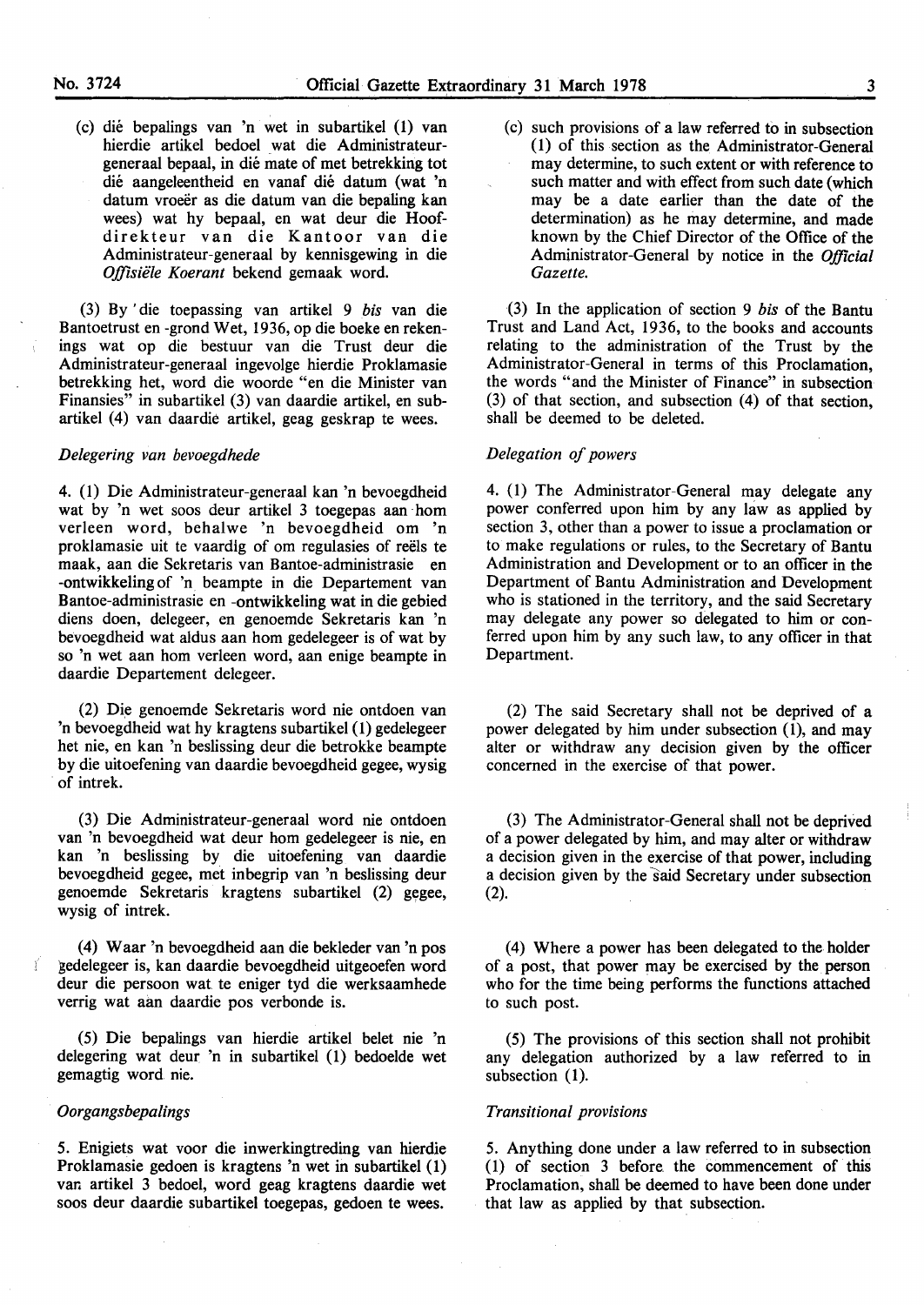(c) dié bepalings van 'n wet in subartikel (1) van hierdie artikel bedoel wat die Administrateur-generaal bepaal, in dié mate of met betrekking tot dié aangeleentheid en vanaf dié datum (wat 'n datum vroeër as die datum van die bepaling kan wees) wat hy bepaal, en wat deur die Hoofdirekteur van die Kantoor van die Administrateur-generaal by kennisgewing in die *Offisiële Koerant* bekend gemaak word.

(3) By die toepassing van artikel 9 *bis* van die Bantoetrust en -grond Wet, 1936, op die boeke en rekenings wat op die bestuur van die Trust deur die Administrateur-generaal ingevolge hierdie Proklamasie betrekking het, word die woorde "en die Minister van Finansies" in subartikel (3) van daardie artikel, en subartikel (4) van daardie artikel, geag geskrap te wees.

*Delegering van bevoegdhede*

4. (1) Die Administrateur-generaal kan 'n bevoegdheid wat by 'n wet soos deur artikel 3 toegepas aan hom verleen word, behalwe 'n bevoegdheid om 'n proklamasie uit te vaardig of om regulasies of reëls te maak, aan die Sekretaris van Bantoe-administrasie en -ontwikkeling of 'n beampte in die Departement van Bantoe-administrasie en -ontwikkeling wat in die gebied diens doen, delegeer, en genoemde Sekretaris kan 'n bevoegdheid wat aldus aan hom gedelegeer is of wat by so 'n wet aan hom verleen word, aan enige beampte in daardie Departement delegeer.

(2) Die genoemde Sekretaris word nie ontdoen van 'n bevoegdheid wat hy kragtens subartikel (1) gedelegeer het nie, en kan 'n beslissing deur die betrokke beampte by die uitoefening van daardie bevoegdheid gegee, wysig of intrek.

(3) Die Administrateur-generaal word nie ontdoen van 'n bevoegdheid wat deur hom gedelegeer is nie, en kan 'n beslissing by die uitoefening van daardie bevoegdheid gegee, met inbegrip van 'n beslissing deur genoemde Sekretaris kragtens subartikel (2) gegee, wysig of intrek.

(4) Waar 'n bevoegdheid aan die bekleder van 'n pos gedelegeer is, kan daardie bevoegdheid uitgeoefen word deur die persoon wat te eniger tyd die werksaamhede verrig wat aan daardie pos verbonde is.

(5) Die bepalings van hierdie artikel belet nie 'n delegering wat deur 'n in subartikel (1) bedoelde wet gemagtig word nie.

*Oorgangsbepalings*

5. Enigiets wat voor die inwerkingtreding van hierdie Proklamasie gedoen is kragtens 'n wet in subartikel (1) van artikel 3 bedoel, word geag kragtens daardie wet soos deur daardie subartikel toegepas, gedoen te wees.

(c) such provisions of a law referred to in subsection (1) of this section as the Administrator-General may determine, to such extent or with reference to such matter and with effect from such date (which may be a date earlier than the date of the determination) as he may determine, and made known by the Chief Director of the Office of the Administrator-General by notice in the *Official Gazette*.

(3) In the application of section 9 *bis* of the Bantu Trust and Land Act, 1936, to the books and accounts relating to the administration of the Trust by the Administrator-General in terms of this Proclamation, the words "and the Minister of Finance" in subsection (3) of that section, and subsection (4) of that section, shall be deemed to be deleted.

*Delegation of powers*

4. (1) The Administrator-General may delegate any power conferred upon him by any law as applied by section 3, other than a power to issue a proclamation or to make regulations or rules, to the Secretary of Bantu Administration and Development or to an officer in the Department of Bantu Administration and Development who is stationed in the territory, and the said Secretary may delegate any power so delegated to him or conferred upon him by any such law, to any officer in that Department.

(2) The said Secretary shall not be deprived of a power delegated by him under subsection (1), and may alter or withdraw any decision given by the officer concerned in the exercise of that power.

(3) The Administrator-General shall not be deprived of a power delegated by him, and may alter or withdraw a decision given in the exercise of that power, including a decision given by the said Secretary under subsection (2).

(4) Where a power has been delegated to the holder of a post, that power may be exercised by the person who for the time being performs the functions attached to such post.

(5) The provisions of this section shall not prohibit any delegation authorized by a law referred to in subsection (1).

*Transitional provisions*

5. Anything done under a law referred to in subsection (1) of section 3 before the commencement of this Proclamation, shall be deemed to have been done under that law as applied by that subsection.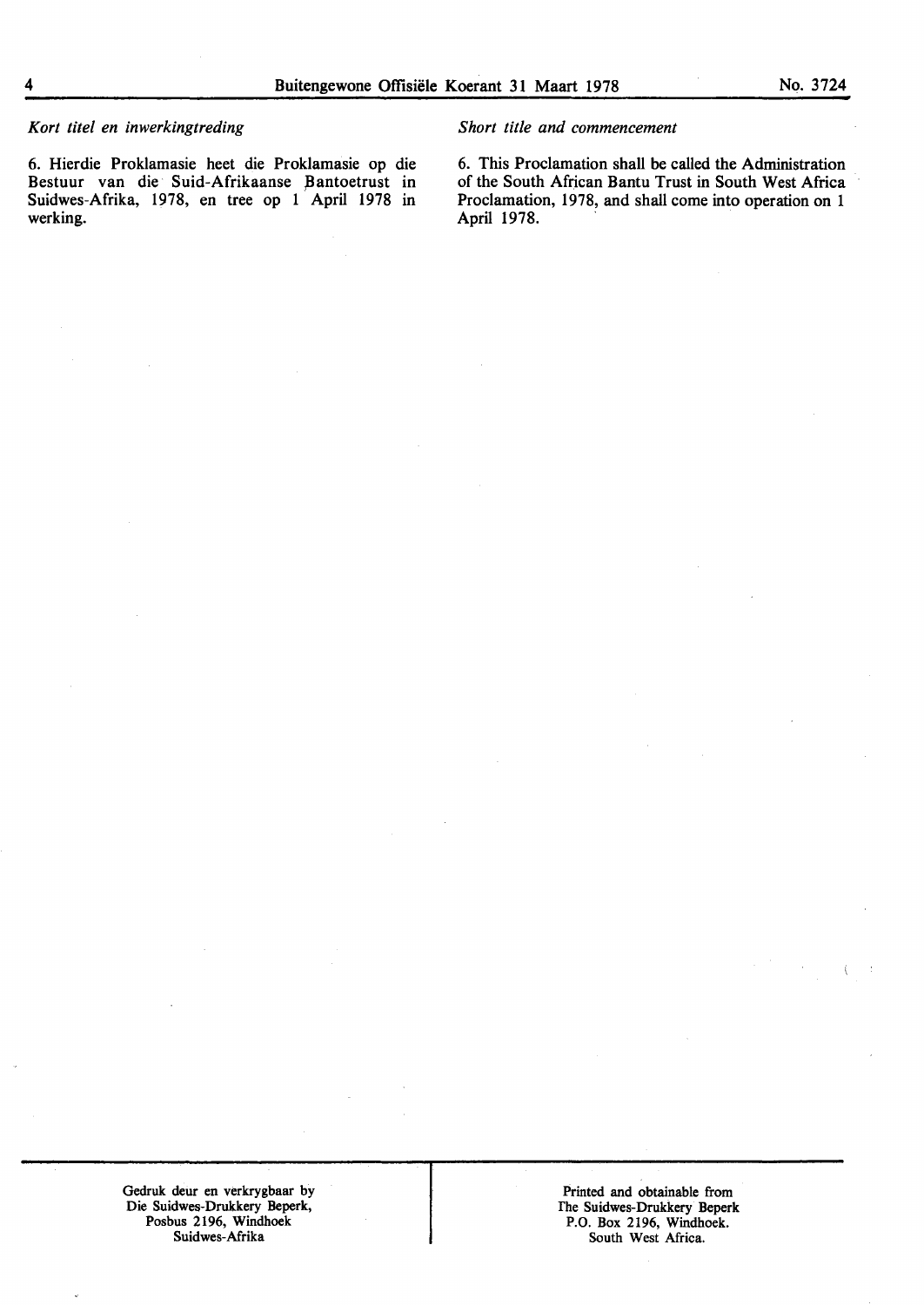*Kort titel en inwerkingtreding*

6. Hierdie Proklamasie heet die Proklamasie op die Bestuur van die Suid-Afrikaanse Bantoetrust in Suidwes-Afrika, 1978, en tree op 1 April 1978 in werking.

*Short title and commencement*

6. This Proclamation shall be called the Administration of the South African Bantu Trust in South West Africa Proclamation, 1978, and shall come into operation on 1 April 1978.

Gedruk deur en verkrygbaar by
Die Suidwes-Drukkery Beperk,
Posbus 2196, Windhoek
Suidwes-Afrika

Printed and obtainable from
The Suidwes-Drukkery Beperk
P.O. Box 2196, Windhoek.
South West Africa.